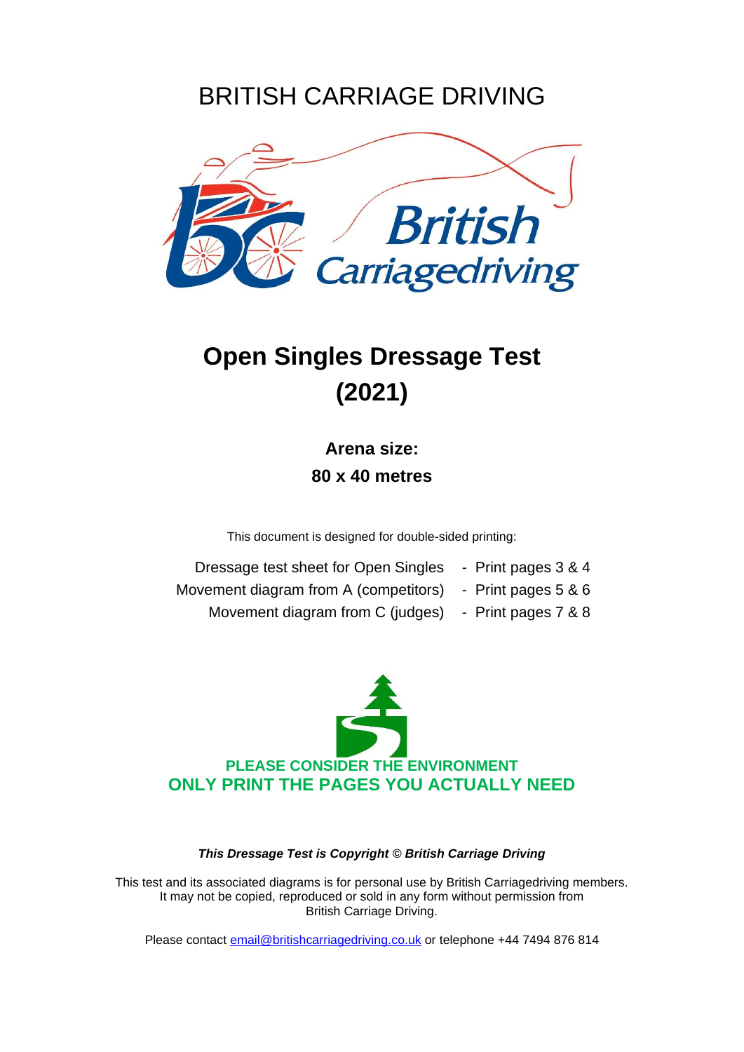BRITISH CARRIAGE DRIVING

# Open Singles Dressage Test (2021)

**Arena size:**

**80 x 40 metres**

This document is designed for double-sided printing:

| | |
|---|---|
| Dressage test sheet for Open Singles | - Print pages 3 & 4 |
| Movement diagram from A (competitors) | - Print pages 5 & 6 |
| Movement diagram from C (judges) | - Print pages 7 & 8 |

**PLEASE CONSIDER THE ENVIRONMENT**
**ONLY PRINT THE PAGES YOU ACTUALLY NEED**

***This Dressage Test is Copyright © British Carriage Driving***

This test and its associated diagrams is for personal use by British Carriagedriving members. It may not be copied, reproduced or sold in any form without permission from British Carriage Driving.

Please contact email@britishcarriagedriving.co.uk or telephone +44 7494 876 814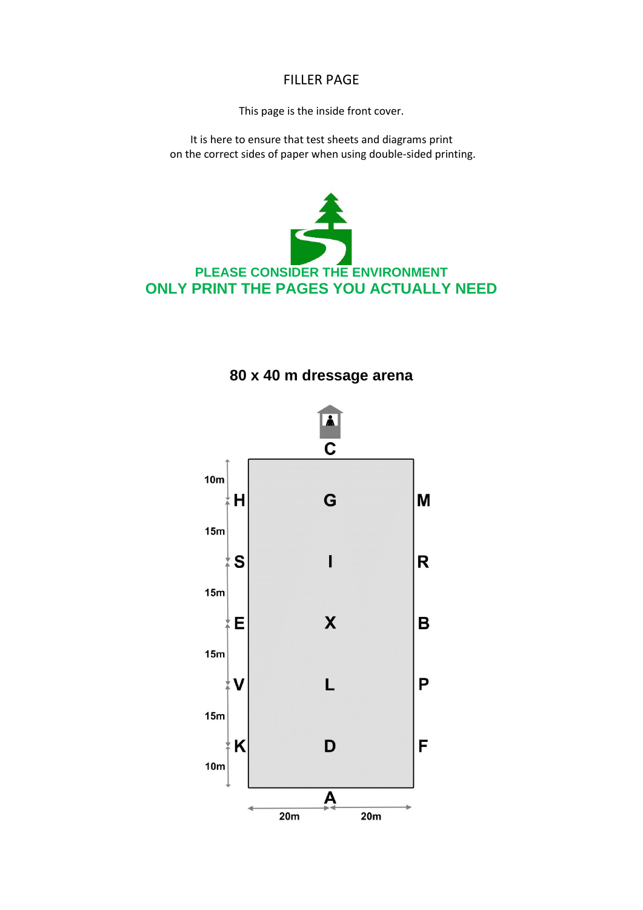FILLER PAGE

This page is the inside front cover.

It is here to ensure that test sheets and diagrams print
on the correct sides of paper when using double-sided printing.

**PLEASE CONSIDER THE ENVIRONMENT**
**ONLY PRINT THE PAGES YOU ACTUALLY NEED**

## 80 x 40 m dressage arena

C

10m H G M

15m S I R

15m E X B

15m V L P

15m K D F

10m

A

20m 20m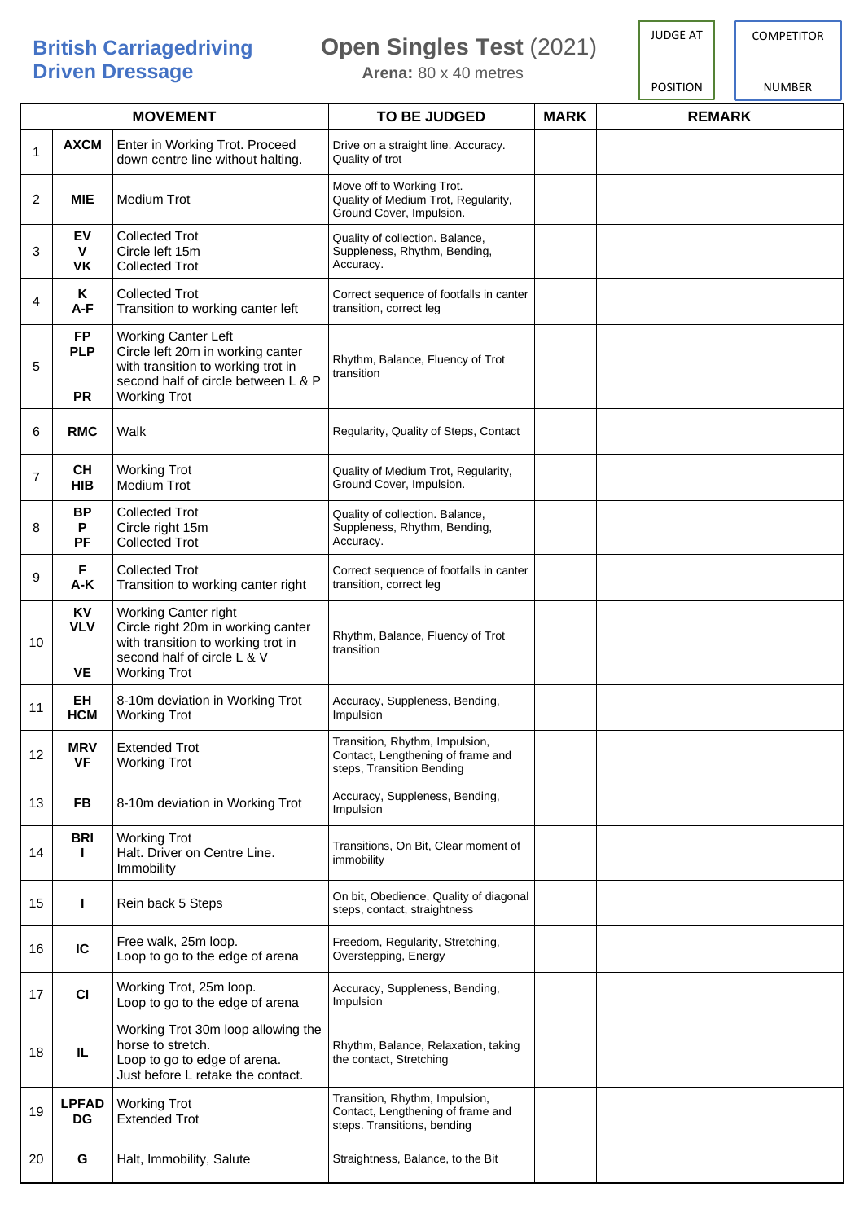**British Carriagedriving Driven Dressage**

# Open Singles Test (2021)

**Arena:** 80 x 40 metres

| JUDGE AT | COMPETITOR |
|---|---|
| POSITION | NUMBER |

| | MOVEMENT | | TO BE JUDGED | MARK | REMARK |
|---|---|---|---|---|---|
| 1 | **AXCM** | Enter in Working Trot. Proceed down centre line without halting. | Drive on a straight line. Accuracy. Quality of trot | | |
| 2 | **MIE** | Medium Trot | Move off to Working Trot. Quality of Medium Trot, Regularity, Ground Cover, Impulsion. | | |
| 3 | **EV<br>V<br>VK** | Collected Trot<br>Circle left 15m<br>Collected Trot | Quality of collection. Balance, Suppleness, Rhythm, Bending, Accuracy. | | |
| 4 | **K<br>A-F** | Collected Trot<br>Transition to working canter left | Correct sequence of footfalls in canter transition, correct leg | | |
| 5 | **FP<br>PLP<br><br>PR** | Working Canter Left<br>Circle left 20m in working canter with transition to working trot in second half of circle between L & P<br>Working Trot | Rhythm, Balance, Fluency of Trot transition | | |
| 6 | **RMC** | Walk | Regularity, Quality of Steps, Contact | | |
| 7 | **CH<br>HIB** | Working Trot<br>Medium Trot | Quality of Medium Trot, Regularity, Ground Cover, Impulsion. | | |
| 8 | **BP<br>P<br>PF** | Collected Trot<br>Circle right 15m<br>Collected Trot | Quality of collection. Balance, Suppleness, Rhythm, Bending, Accuracy. | | |
| 9 | **F<br>A-K** | Collected Trot<br>Transition to working canter right | Correct sequence of footfalls in canter transition, correct leg | | |
| 10 | **KV<br>VLV<br><br>VE** | Working Canter right<br>Circle right 20m in working canter with transition to working trot in second half of circle L & V<br>Working Trot | Rhythm, Balance, Fluency of Trot transition | | |
| 11 | **EH<br>HCM** | 8-10m deviation in Working Trot<br>Working Trot | Accuracy, Suppleness, Bending, Impulsion | | |
| 12 | **MRV<br>VF** | Extended Trot<br>Working Trot | Transition, Rhythm, Impulsion, Contact, Lengthening of frame and steps, Transition Bending | | |
| 13 | **FB** | 8-10m deviation in Working Trot | Accuracy, Suppleness, Bending, Impulsion | | |
| 14 | **BRI<br>I** | Working Trot<br>Halt. Driver on Centre Line. Immobility | Transitions, On Bit, Clear moment of immobility | | |
| 15 | **I** | Rein back 5 Steps | On bit, Obedience, Quality of diagonal steps, contact, straightness | | |
| 16 | **IC** | Free walk, 25m loop.<br>Loop to go to the edge of arena | Freedom, Regularity, Stretching, Overstepping, Energy | | |
| 17 | **CI** | Working Trot, 25m loop.<br>Loop to go to the edge of arena | Accuracy, Suppleness, Bending, Impulsion | | |
| 18 | **IL** | Working Trot 30m loop allowing the horse to stretch.<br>Loop to go to edge of arena.<br>Just before L retake the contact. | Rhythm, Balance, Relaxation, taking the contact, Stretching | | |
| 19 | **LPFAD<br>DG** | Working Trot<br>Extended Trot | Transition, Rhythm, Impulsion, Contact, Lengthening of frame and steps. Transitions, bending | | |
| 20 | **G** | Halt, Immobility, Salute | Straightness, Balance, to the Bit | | |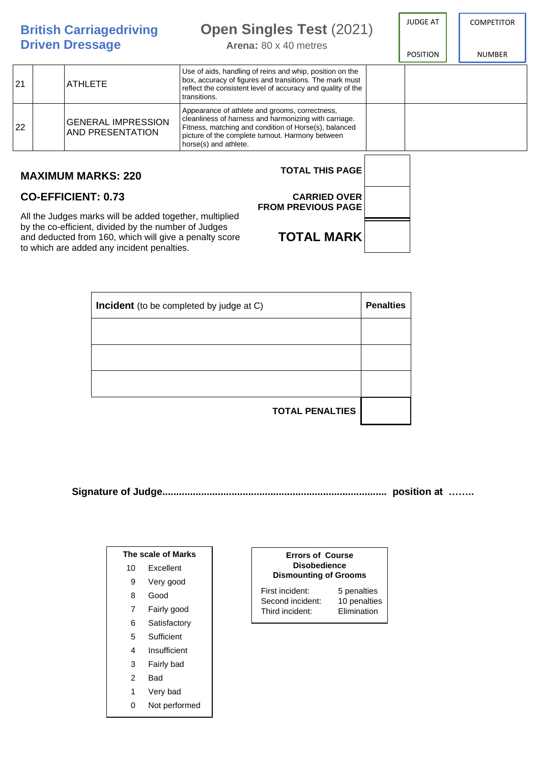**British Carriagedriving Driven Dressage**

**Open Singles Test** (2021)

**Arena:** 80 x 40 metres

| JUDGE AT | COMPETITOR |
|---|---|
| POSITION | NUMBER |

| | | | | | |
|---|---|---|---|---|---|
| 21 | | ATHLETE | Use of aids, handling of reins and whip, position on the box, accuracy of figures and transitions. The mark must reflect the consistent level of accuracy and quality of the transitions. | | |
| 22 | | GENERAL IMPRESSION AND PRESENTATION | Appearance of athlete and grooms, correctness, cleanliness of harness and harmonizing with carriage. Fitness, matching and condition of Horse(s), balanced picture of the complete turnout. Harmony between horse(s) and athlete. | | |

**MAXIMUM MARKS: 220**

**CO-EFFICIENT: 0.73**

All the Judges marks will be added together, multiplied by the co-efficient, divided by the number of Judges and deducted from 160, which will give a penalty score to which are added any incident penalties.

| | |
|---|---|
| **TOTAL THIS PAGE** | |
| **CARRIED OVER FROM PREVIOUS PAGE** | |
| **TOTAL MARK** | |

| **Incident** (to be completed by judge at C) | **Penalties** |
|---|---|
| | |
| | |
| | |
| **TOTAL PENALTIES** | |

**Signature of Judge................................................................................ position at ……..**

| The scale of Marks | |
|---|---|
| 10 | Excellent |
| 9 | Very good |
| 8 | Good |
| 7 | Fairly good |
| 6 | Satisfactory |
| 5 | Sufficient |
| 4 | Insufficient |
| 3 | Fairly bad |
| 2 | Bad |
| 1 | Very bad |
| 0 | Not performed |

| Errors of Course Disobedience Dismounting of Grooms | |
|---|---|
| First incident: | 5 penalties |
| Second incident: | 10 penalties |
| Third incident: | Elimination |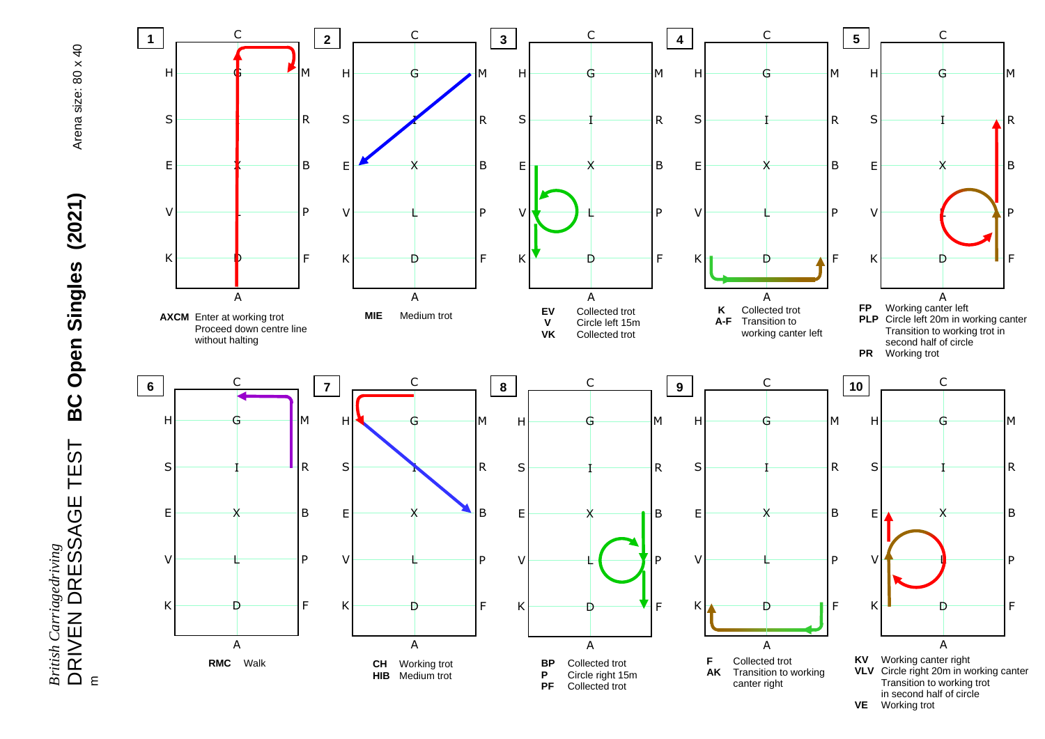*British Carriagedriving*

# DRIVEN DRESSAGE TEST BC Open Singles (2021)

Arena size: 80 x 40 m

| No. | Markers | Movement |
|---|---|---|
| 1 | AXCM | Enter at working trot<br>Proceed down centre line without halting |
| 2 | MIE | Medium trot |
| 3 | EV | Collected trot |
| | V | Circle left 15m |
| | VK | Collected trot |
| 4 | K | Collected trot |
| | A-F | Transition to working canter left |
| 5 | FP | Working canter left |
| | PLP | Circle left 20m in working canter<br>Transition to working trot in second half of circle |
| | PR | Working trot |
| 6 | RMC | Walk |
| 7 | CH | Working trot |
| | HIB | Medium trot |
| 8 | BP | Collected trot |
| | P | Circle right 15m |
| | PF | Collected trot |
| 9 | F | Collected trot |
| | AK | Transition to working canter right |
| 10 | KV | Working canter right |
| | VLV | Circle right 20m in working canter<br>Transition to working trot in second half of circle |
| | VE | Working trot |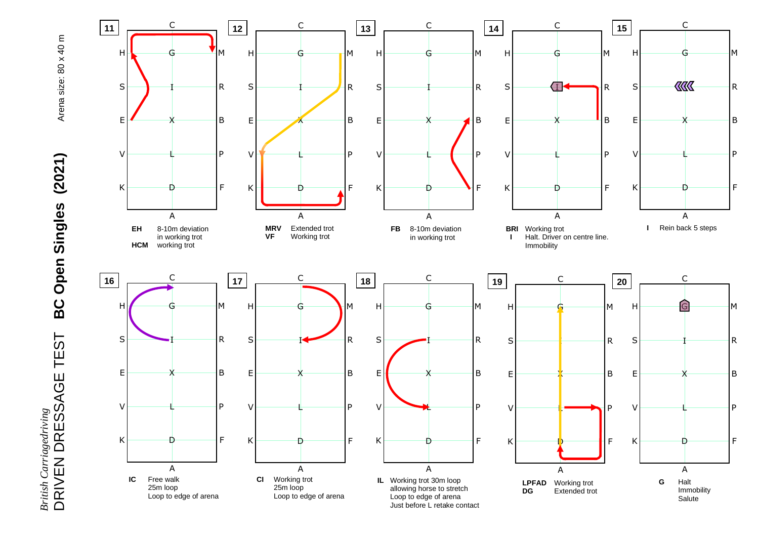British Carriagedriving

# DRIVEN DRESSAGE TEST BC Open Singles (2021)

Arena size: 80 x 40 m

**11**

| | |
|---|---|
| **EH** | 8-10m deviation in working trot |
| **HCM** | working trot |

**12**

| | |
|---|---|
| **MRV** | Extended trot |
| **VF** | Working trot |

**13**

| | |
|---|---|
| **FB** | 8-10m deviation in working trot |

**14**

| | |
|---|---|
| **BRI** | Working trot |
| **I** | Halt. Driver on centre line. Immobility |

**15**

| | |
|---|---|
| **I** | Rein back 5 steps |

**16**

| | |
|---|---|
| **IC** | Free walk 25m loop Loop to edge of arena |

**17**

| | |
|---|---|
| **CI** | Working trot 25m loop Loop to edge of arena |

**18**

| | |
|---|---|
| **IL** | Working trot 30m loop allowing horse to stretch Loop to edge of arena Just before L retake contact |

**19**

| | |
|---|---|
| **LPFAD** | Working trot |
| **DG** | Extended trot |

**20**

| | |
|---|---|
| **G** | Halt Immobility Salute |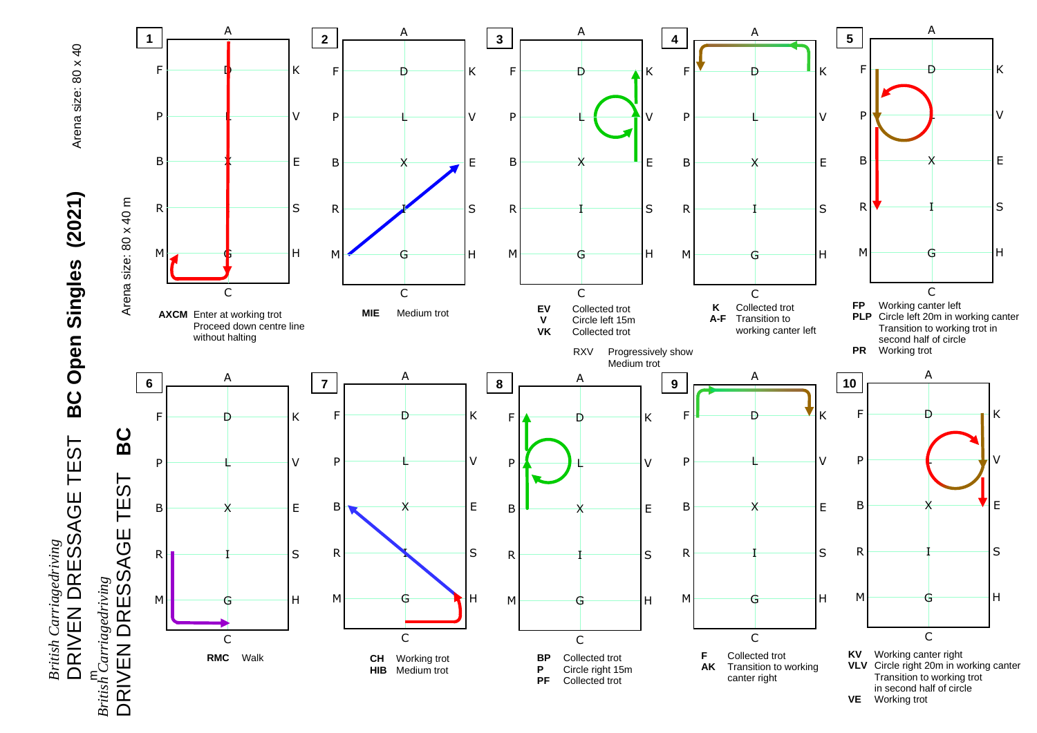*British Carriagedriving*

# DRIVEN DRESSAGE TEST BC Open Singles (2021)

Arena size: 80 x 40

**1**

| | | |
|---|---|---|
| **AXCM** | Enter at working trot<br>Proceed down centre line without halting | |

**2**

| | |
|---|---|
| **MIE** | Medium trot |

**3**

| | |
|---|---|
| **EV** | Collected trot |
| **V** | Circle left 15m |
| **VK** | Collected trot |
| **RXV** | Progressively show Medium trot |

**4**

| | |
|---|---|
| **K** | Collected trot |
| **A-F** | Transition to working canter left |

**5**

| | |
|---|---|
| **FP** | Working canter left |
| **PLP** | Circle left 20m in working canter<br>Transition to working trot in second half of circle |
| **PR** | Working trot |

**6**

| | |
|---|---|
| **RMC** | Walk |

**7**

| | |
|---|---|
| **CH** | Working trot |
| **HIB** | Medium trot |

**8**

| | |
|---|---|
| **BP** | Collected trot |
| **P** | Circle right 15m |
| **PF** | Collected trot |

**9**

| | |
|---|---|
| **F** | Collected trot |
| **AK** | Transition to working canter right |

**10**

| | |
|---|---|
| **KV** | Working canter right |
| **VLV** | Circle right 20m in working canter<br>Transition to working trot in second half of circle |
| **VE** | Working trot |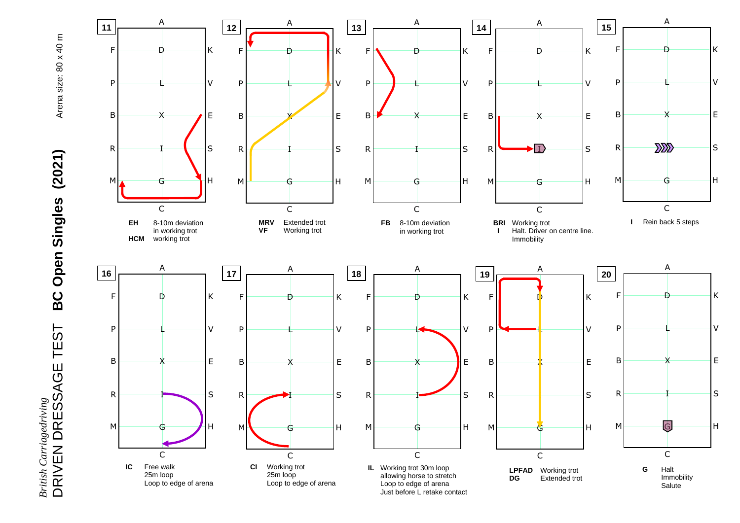*British Carriagedriving*

DRIVEN DRESSAGE TEST **BC Open Singles (2021)**

Arena size: 80 x 40 m

**11**

| | |
|---|---|
| **EH** | 8-10m deviation in working trot |
| **HCM** | working trot |

**12**

| | |
|---|---|
| **MRV** | Extended trot |
| **VF** | Working trot |

**13**

| | |
|---|---|
| **FB** | 8-10m deviation in working trot |

**14**

| | |
|---|---|
| **BRI** | Working trot |
| **I** | Halt. Driver on centre line. Immobility |

**15**

| | |
|---|---|
| **I** | Rein back 5 steps |

**16**

| | |
|---|---|
| **IC** | Free walk 25m loop Loop to edge of arena |

**17**

| | |
|---|---|
| **CI** | Working trot 25m loop Loop to edge of arena |

**18**

| | |
|---|---|
| **IL** | Working trot 30m loop allowing horse to stretch Loop to edge of arena Just before L retake contact |

**19**

| | |
|---|---|
| **LPFAD** | Working trot |
| **DG** | Extended trot |

**20**

| | |
|---|---|
| **G** | Halt Immobility Salute |